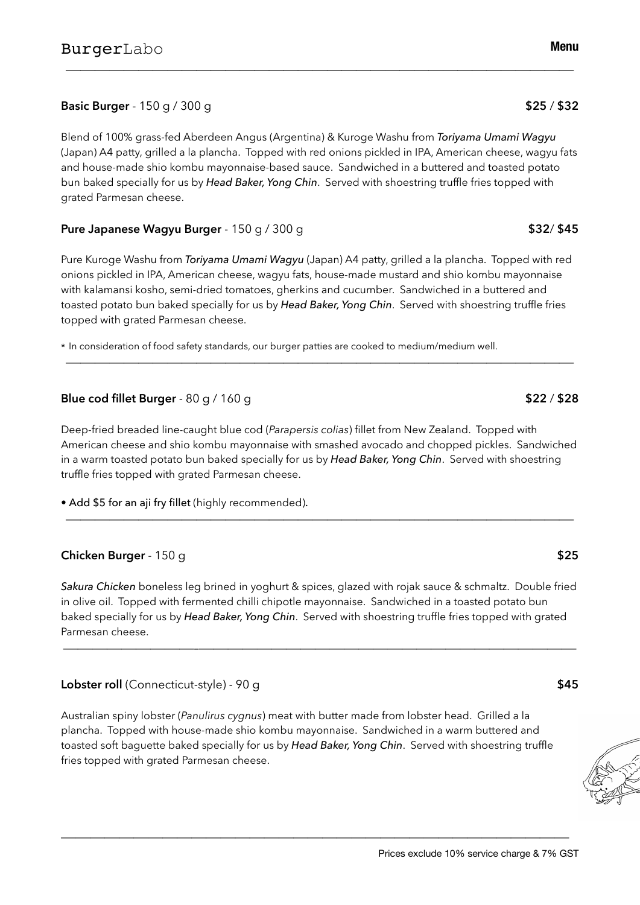# BurgerLabo

**Menu**

---

**Basic Burger** - 150 g / 300 g **$25 / $32**

Blend of 100% grass-fed Aberdeen Angus (Argentina) & Kuroge Washu from ***Toriyama Umami Wagyu*** (Japan) A4 patty, grilled a la plancha. Topped with red onions pickled in IPA, American cheese, wagyu fats and house-made shio kombu mayonnaise-based sauce. Sandwiched in a buttered and toasted potato bun baked specially for us by ***Head Baker, Yong Chin***. Served with shoestring truffle fries topped with grated Parmesan cheese.

**Pure Japanese Wagyu Burger** - 150 g / 300 g **$32/ $45**

Pure Kuroge Washu from ***Toriyama Umami Wagyu*** (Japan) A4 patty, grilled a la plancha. Topped with red onions pickled in IPA, American cheese, wagyu fats, house-made mustard and shio kombu mayonnaise with kalamansi kosho, semi-dried tomatoes, gherkins and cucumber. Sandwiched in a buttered and toasted potato bun baked specially for us by ***Head Baker, Yong Chin***. Served with shoestring truffle fries topped with grated Parmesan cheese.

* In consideration of food safety standards, our burger patties are cooked to medium/medium well.

---

**Blue cod fillet Burger** - 80 g / 160 g **$22 / $28**

Deep-fried breaded line-caught blue cod (*Parapersis colias*) fillet from New Zealand. Topped with American cheese and shio kombu mayonnaise with smashed avocado and chopped pickles. Sandwiched in a warm toasted potato bun baked specially for us by ***Head Baker, Yong Chin***. Served with shoestring truffle fries topped with grated Parmesan cheese.

- **Add $5 for an aji fry fillet** (highly recommended).

---

**Chicken Burger** - 150 g **$25**

***Sakura Chicken*** boneless leg brined in yoghurt & spices, glazed with rojak sauce & schmaltz. Double fried in olive oil. Topped with fermented chilli chipotle mayonnaise. Sandwiched in a toasted potato bun baked specially for us by ***Head Baker, Yong Chin***. Served with shoestring truffle fries topped with grated Parmesan cheese.

---

**Lobster roll** (Connecticut-style) - 90 g **$45**

Australian spiny lobster (*Panulirus cygnus*) meat with butter made from lobster head. Grilled a la plancha. Topped with house-made shio kombu mayonnaise. Sandwiched in a warm buttered and toasted soft baguette baked specially for us by ***Head Baker, Yong Chin***. Served with shoestring truffle fries topped with grated Parmesan cheese.

---

Prices exclude 10% service charge & 7% GST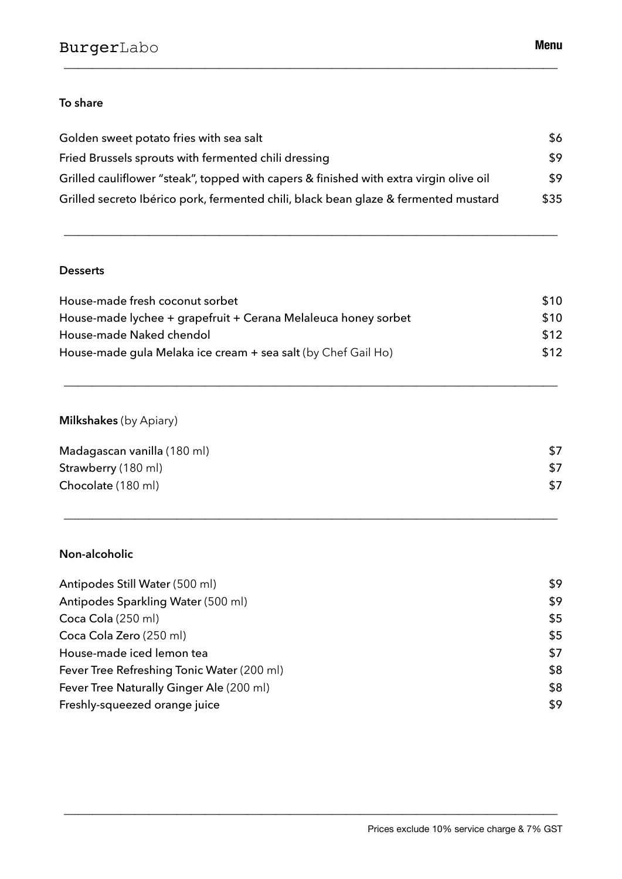BurgerLabo

**Menu**

## To share

| | |
|---|---|
| Golden sweet potato fries with sea salt | $6 |
| Fried Brussels sprouts with fermented chili dressing | $9 |
| Grilled cauliflower "steak", topped with capers & finished with extra virgin olive oil | $9 |
| Grilled secreto Ibérico pork, fermented chili, black bean glaze & fermented mustard | $35 |

## Desserts

| | |
|---|---|
| House-made fresh coconut sorbet | $10 |
| House-made lychee + grapefruit + Cerana Melaleuca honey sorbet | $10 |
| House-made Naked chendol | $12 |
| House-made gula Melaka ice cream + sea salt (by Chef Gail Ho) | $12 |

## Milkshakes (by Apiary)

| | |
|---|---|
| Madagascan vanilla (180 ml) | $7 |
| Strawberry (180 ml) | $7 |
| Chocolate (180 ml) | $7 |

## Non-alcoholic

| | |
|---|---|
| Antipodes Still Water (500 ml) | $9 |
| Antipodes Sparkling Water (500 ml) | $9 |
| Coca Cola (250 ml) | $5 |
| Coca Cola Zero (250 ml) | $5 |
| House-made iced lemon tea | $7 |
| Fever Tree Refreshing Tonic Water (200 ml) | $8 |
| Fever Tree Naturally Ginger Ale (200 ml) | $8 |
| Freshly-squeezed orange juice | $9 |

Prices exclude 10% service charge & 7% GST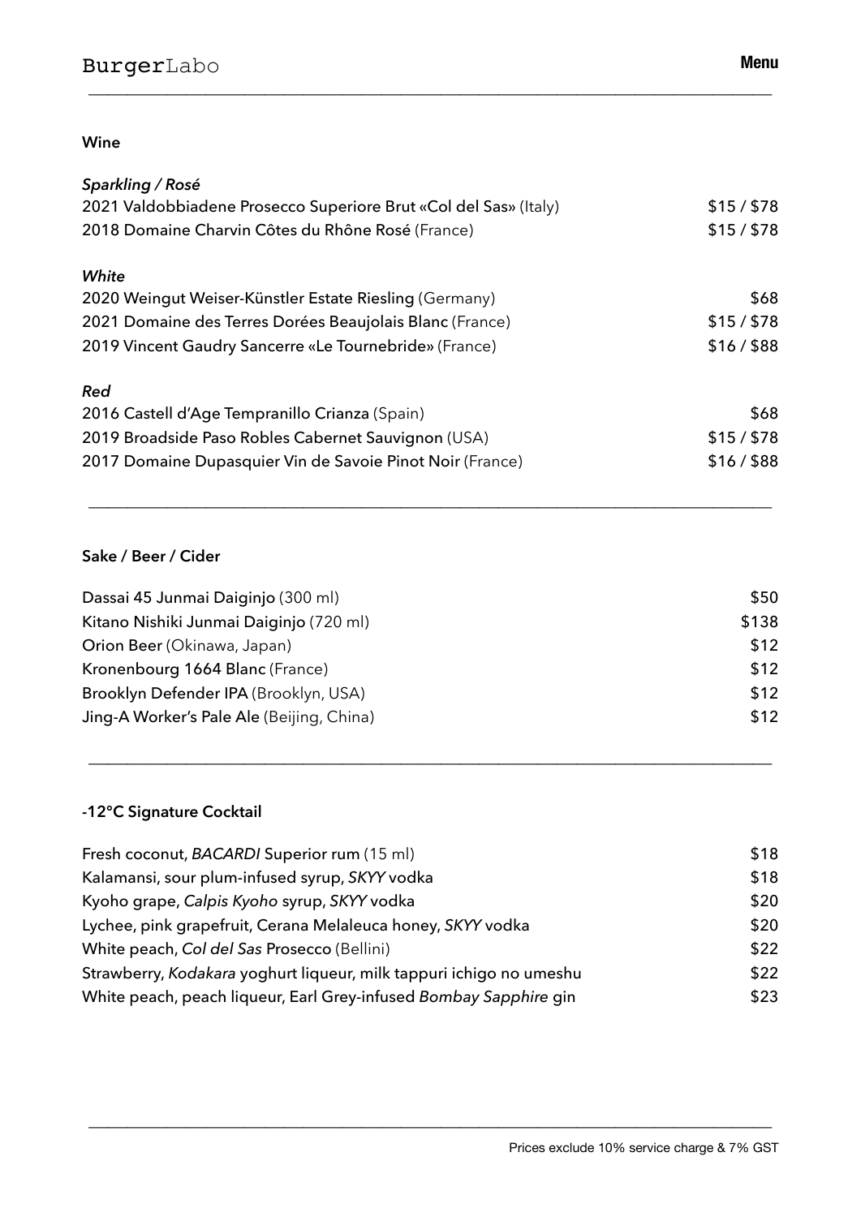# BurgerLabo

**Menu**

## Wine

| | |
|---|---|
| ***Sparkling / Rosé*** | |
| **2021 Valdobbiadene Prosecco Superiore Brut «Col del Sas»** (Italy) | $15 / $78 |
| **2018 Domaine Charvin Côtes du Rhône Rosé** (France) | $15 / $78 |
| ***White*** | |
| **2020 Weingut Weiser-Künstler Estate Riesling** (Germany) | $68 |
| **2021 Domaine des Terres Dorées Beaujolais Blanc** (France) | $15 / $78 |
| **2019 Vincent Gaudry Sancerre «Le Tournebride»** (France) | $16 / $88 |
| ***Red*** | |
| **2016 Castell d'Age Tempranillo Crianza** (Spain) | $68 |
| **2019 Broadside Paso Robles Cabernet Sauvignon** (USA) | $15 / $78 |
| **2017 Domaine Dupasquier Vin de Savoie Pinot Noir** (France) | $16 / $88 |

## Sake / Beer / Cider

| | |
|---|---|
| **Dassai 45 Junmai Daiginjo** (300 ml) | $50 |
| **Kitano Nishiki Junmai Daiginjo** (720 ml) | $138 |
| **Orion Beer** (Okinawa, Japan) | $12 |
| **Kronenbourg 1664 Blanc** (France) | $12 |
| **Brooklyn Defender IPA** (Brooklyn, USA) | $12 |
| **Jing-A Worker's Pale Ale** (Beijing, China) | $12 |

## -12°C Signature Cocktail

| | |
|---|---|
| Fresh coconut, *BACARDI* Superior rum (15 ml) | $18 |
| Kalamansi, sour plum-infused syrup, *SKYY* vodka | $18 |
| Kyoho grape, *Calpis Kyoho* syrup, *SKYY* vodka | $20 |
| Lychee, pink grapefruit, Cerana Melaleuca honey, *SKYY* vodka | $20 |
| White peach, *Col del Sas* Prosecco (Bellini) | $22 |
| Strawberry, *Kodakara* yoghurt liqueur, milk tappuri ichigo no umeshu | $22 |
| White peach, peach liqueur, Earl Grey-infused *Bombay Sapphire* gin | $23 |

Prices exclude 10% service charge & 7% GST